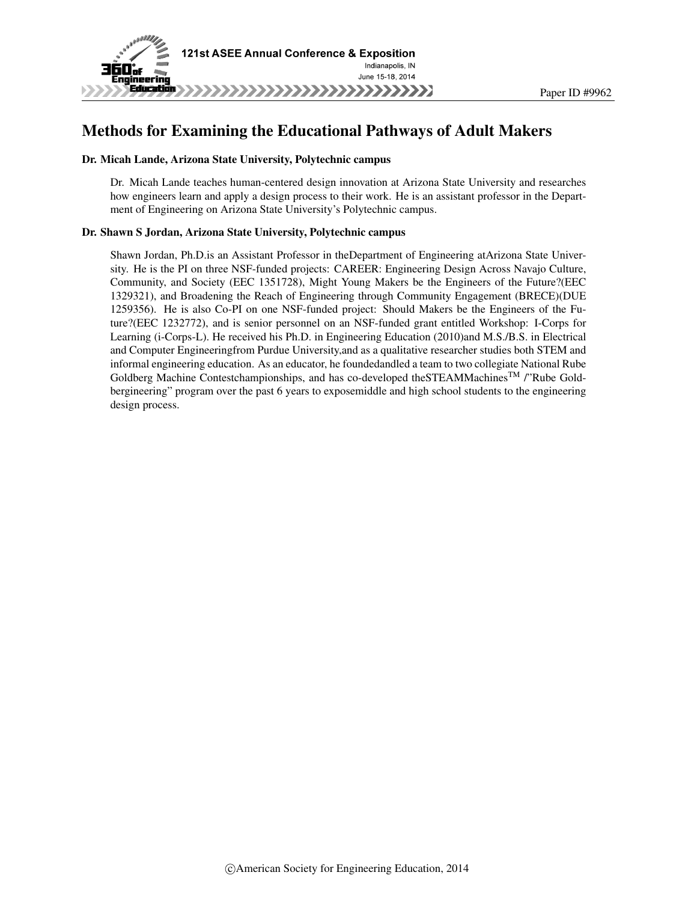# Methods for Examining the Educational Pathways of Adult Makers

**Dr. Micah Lande, Arizona State University, Polytechnic campus**

Dr. Micah Lande teaches human-centered design innovation at Arizona State University and researches how engineers learn and apply a design process to their work. He is an assistant professor in the Department of Engineering on Arizona State University's Polytechnic campus.

**Dr. Shawn S Jordan, Arizona State University, Polytechnic campus**

Shawn Jordan, Ph.D.is an Assistant Professor in theDepartment of Engineering atArizona State University. He is the PI on three NSF-funded projects: CAREER: Engineering Design Across Navajo Culture, Community, and Society (EEC 1351728), Might Young Makers be the Engineers of the Future?(EEC 1329321), and Broadening the Reach of Engineering through Community Engagement (BRECE)(DUE 1259356). He is also Co-PI on one NSF-funded project: Should Makers be the Engineers of the Future?(EEC 1232772), and is senior personnel on an NSF-funded grant entitled Workshop: I-Corps for Learning (i-Corps-L). He received his Ph.D. in Engineering Education (2010)and M.S./B.S. in Electrical and Computer Engineeringfrom Purdue University,and as a qualitative researcher studies both STEM and informal engineering education. As an educator, he foundedandled a team to two collegiate National Rube Goldberg Machine Contestchampionships, and has co-developed theSTEAMMachines$^{TM}$ /"Rube Goldbergineering" program over the past 6 years to exposemiddle and high school students to the engineering design process.

©American Society for Engineering Education, 2014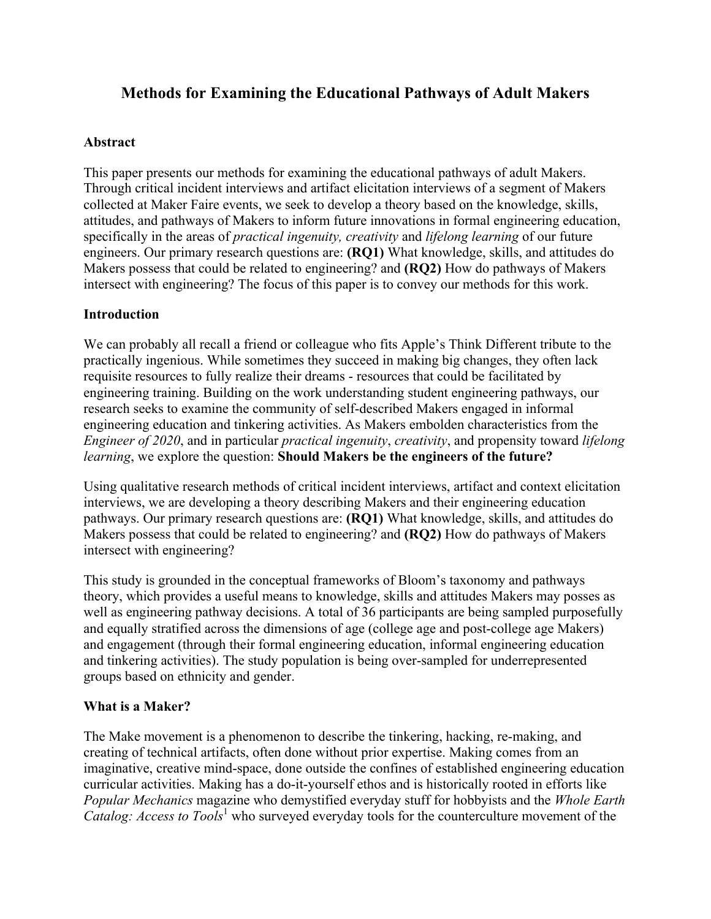# Methods for Examining the Educational Pathways of Adult Makers

## Abstract

This paper presents our methods for examining the educational pathways of adult Makers. Through critical incident interviews and artifact elicitation interviews of a segment of Makers collected at Maker Faire events, we seek to develop a theory based on the knowledge, skills, attitudes, and pathways of Makers to inform future innovations in formal engineering education, specifically in the areas of *practical ingenuity, creativity* and *lifelong learning* of our future engineers. Our primary research questions are: **(RQ1)** What knowledge, skills, and attitudes do Makers possess that could be related to engineering? and **(RQ2)** How do pathways of Makers intersect with engineering? The focus of this paper is to convey our methods for this work.

## Introduction

We can probably all recall a friend or colleague who fits Apple's Think Different tribute to the practically ingenious. While sometimes they succeed in making big changes, they often lack requisite resources to fully realize their dreams - resources that could be facilitated by engineering training. Building on the work understanding student engineering pathways, our research seeks to examine the community of self-described Makers engaged in informal engineering education and tinkering activities. As Makers embolden characteristics from the *Engineer of 2020*, and in particular *practical ingenuity*, *creativity*, and propensity toward *lifelong learning*, we explore the question: **Should Makers be the engineers of the future?**

Using qualitative research methods of critical incident interviews, artifact and context elicitation interviews, we are developing a theory describing Makers and their engineering education pathways. Our primary research questions are: **(RQ1)** What knowledge, skills, and attitudes do Makers possess that could be related to engineering? and **(RQ2)** How do pathways of Makers intersect with engineering?

This study is grounded in the conceptual frameworks of Bloom's taxonomy and pathways theory, which provides a useful means to knowledge, skills and attitudes Makers may posses as well as engineering pathway decisions. A total of 36 participants are being sampled purposefully and equally stratified across the dimensions of age (college age and post-college age Makers) and engagement (through their formal engineering education, informal engineering education and tinkering activities). The study population is being over-sampled for underrepresented groups based on ethnicity and gender.

## What is a Maker?

The Make movement is a phenomenon to describe the tinkering, hacking, re-making, and creating of technical artifacts, often done without prior expertise. Making comes from an imaginative, creative mind-space, done outside the confines of established engineering education curricular activities. Making has a do-it-yourself ethos and is historically rooted in efforts like *Popular Mechanics* magazine who demystified everyday stuff for hobbyists and the *Whole Earth Catalog: Access to Tools*[1] who surveyed everyday tools for the counterculture movement of the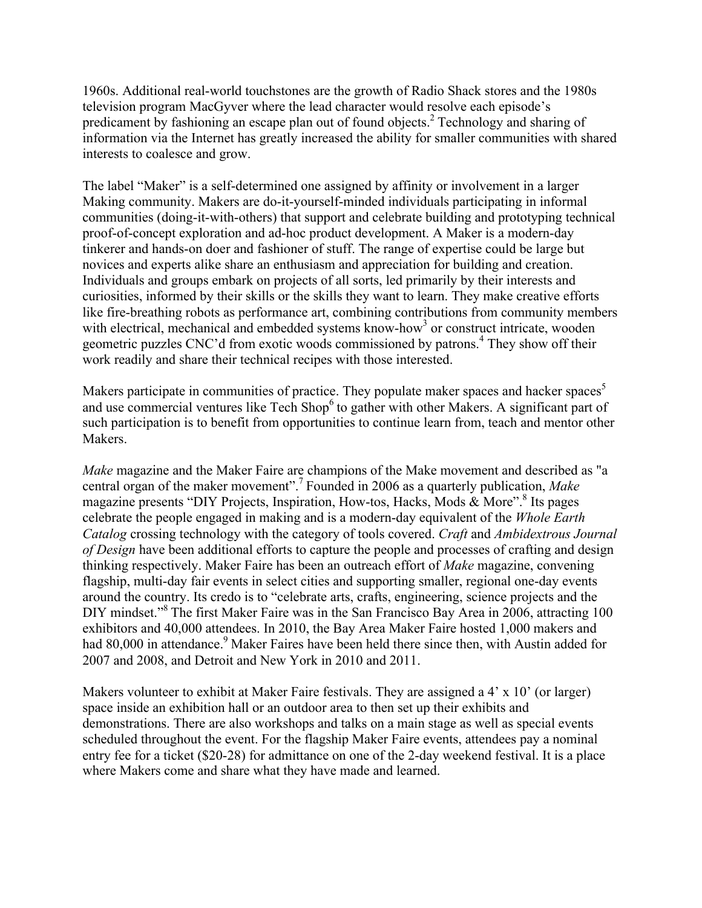1960s. Additional real-world touchstones are the growth of Radio Shack stores and the 1980s television program MacGyver where the lead character would resolve each episode's predicament by fashioning an escape plan out of found objects.[2] Technology and sharing of information via the Internet has greatly increased the ability for smaller communities with shared interests to coalesce and grow.

The label "Maker" is a self-determined one assigned by affinity or involvement in a larger Making community. Makers are do-it-yourself-minded individuals participating in informal communities (doing-it-with-others) that support and celebrate building and prototyping technical proof-of-concept exploration and ad-hoc product development. A Maker is a modern-day tinkerer and hands-on doer and fashioner of stuff. The range of expertise could be large but novices and experts alike share an enthusiasm and appreciation for building and creation. Individuals and groups embark on projects of all sorts, led primarily by their interests and curiosities, informed by their skills or the skills they want to learn. They make creative efforts like fire-breathing robots as performance art, combining contributions from community members with electrical, mechanical and embedded systems know-how[3] or construct intricate, wooden geometric puzzles CNC'd from exotic woods commissioned by patrons.[4] They show off their work readily and share their technical recipes with those interested.

Makers participate in communities of practice. They populate maker spaces and hacker spaces[5] and use commercial ventures like Tech Shop[6] to gather with other Makers. A significant part of such participation is to benefit from opportunities to continue learn from, teach and mentor other Makers.

*Make* magazine and the Maker Faire are champions of the Make movement and described as "a central organ of the maker movement".[7] Founded in 2006 as a quarterly publication, *Make* magazine presents "DIY Projects, Inspiration, How-tos, Hacks, Mods & More".[8] Its pages celebrate the people engaged in making and is a modern-day equivalent of the *Whole Earth Catalog* crossing technology with the category of tools covered. *Craft* and *Ambidextrous Journal of Design* have been additional efforts to capture the people and processes of crafting and design thinking respectively. Maker Faire has been an outreach effort of *Make* magazine, convening flagship, multi-day fair events in select cities and supporting smaller, regional one-day events around the country. Its credo is to "celebrate arts, crafts, engineering, science projects and the DIY mindset."[8] The first Maker Faire was in the San Francisco Bay Area in 2006, attracting 100 exhibitors and 40,000 attendees. In 2010, the Bay Area Maker Faire hosted 1,000 makers and had 80,000 in attendance.[9] Maker Faires have been held there since then, with Austin added for 2007 and 2008, and Detroit and New York in 2010 and 2011.

Makers volunteer to exhibit at Maker Faire festivals. They are assigned a 4' x 10' (or larger) space inside an exhibition hall or an outdoor area to then set up their exhibits and demonstrations. There are also workshops and talks on a main stage as well as special events scheduled throughout the event. For the flagship Maker Faire events, attendees pay a nominal entry fee for a ticket ($20-28) for admittance on one of the 2-day weekend festival. It is a place where Makers come and share what they have made and learned.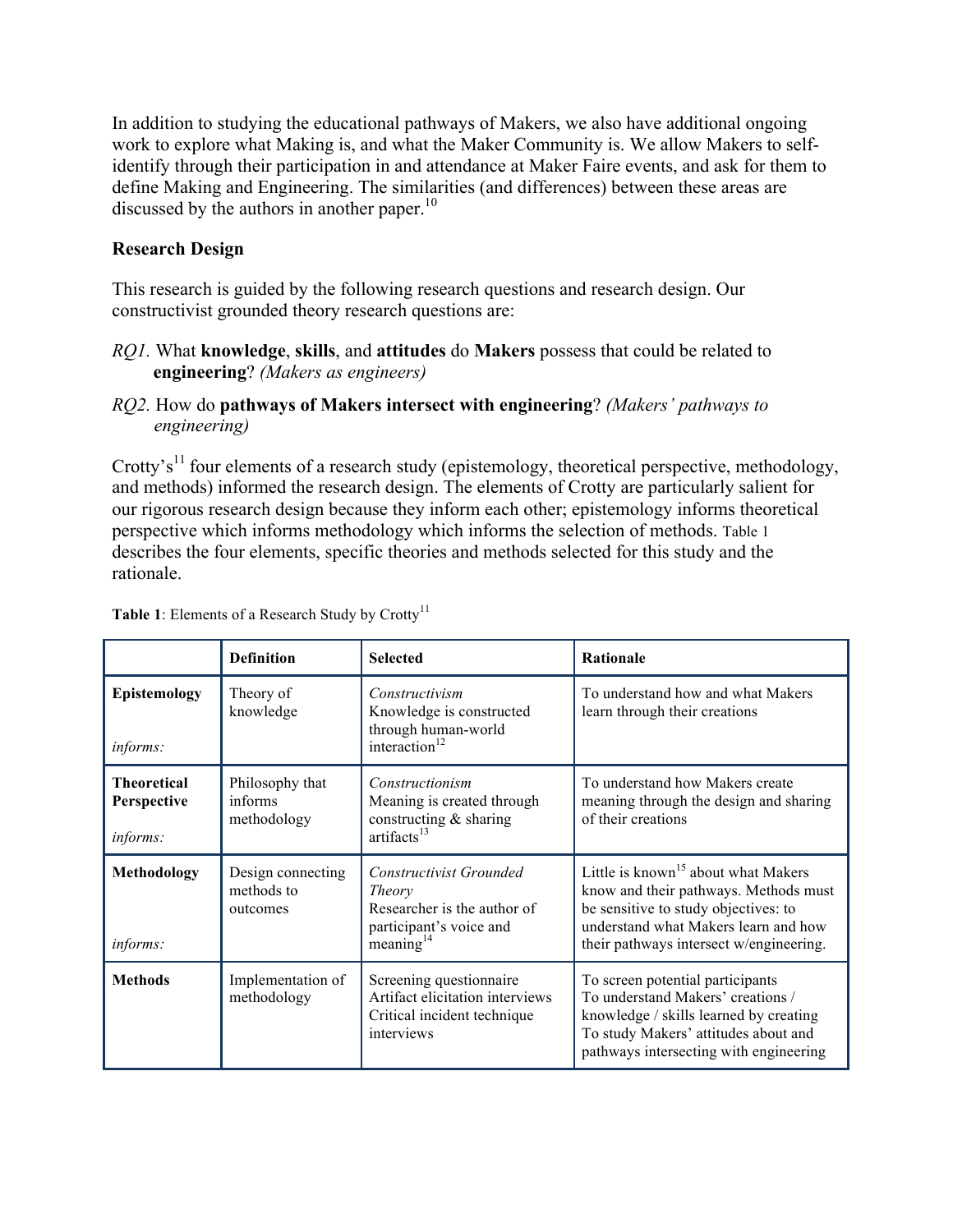In addition to studying the educational pathways of Makers, we also have additional ongoing work to explore what Making is, and what the Maker Community is. We allow Makers to self-identify through their participation in and attendance at Maker Faire events, and ask for them to define Making and Engineering. The similarities (and differences) between these areas are discussed by the authors in another paper.[10]

## Research Design

This research is guided by the following research questions and research design. Our constructivist grounded theory research questions are:

*RQ1.* What **knowledge**, **skills**, and **attitudes** do **Makers** possess that could be related to **engineering**? *(Makers as engineers)*

*RQ2.* How do **pathways of Makers intersect with engineering**? *(Makers' pathways to engineering)*

Crotty's[11] four elements of a research study (epistemology, theoretical perspective, methodology, and methods) informed the research design. The elements of Crotty are particularly salient for our rigorous research design because they inform each other; epistemology informs theoretical perspective which informs methodology which informs the selection of methods. Table 1 describes the four elements, specific theories and methods selected for this study and the rationale.

**Table 1**: Elements of a Research Study by Crotty[11]

| | **Definition** | **Selected** | **Rationale** |
|---|---|---|---|
| **Epistemology** *informs:* | Theory of knowledge | *Constructivism* Knowledge is constructed through human-world interaction[12] | To understand how and what Makers learn through their creations |
| **Theoretical Perspective** *informs:* | Philosophy that informs methodology | *Constructionism* Meaning is created through constructing & sharing artifacts[13] | To understand how Makers create meaning through the design and sharing of their creations |
| **Methodology** *informs:* | Design connecting methods to outcomes | *Constructivist Grounded Theory* Researcher is the author of participant's voice and meaning[14] | Little is known[15] about what Makers know and their pathways. Methods must be sensitive to study objectives: to understand what Makers learn and how their pathways intersect w/engineering. |
| **Methods** | Implementation of methodology | Screening questionnaire<br>Artifact elicitation interviews<br>Critical incident technique interviews | To screen potential participants<br>To understand Makers' creations / knowledge / skills learned by creating<br>To study Makers' attitudes about and pathways intersecting with engineering |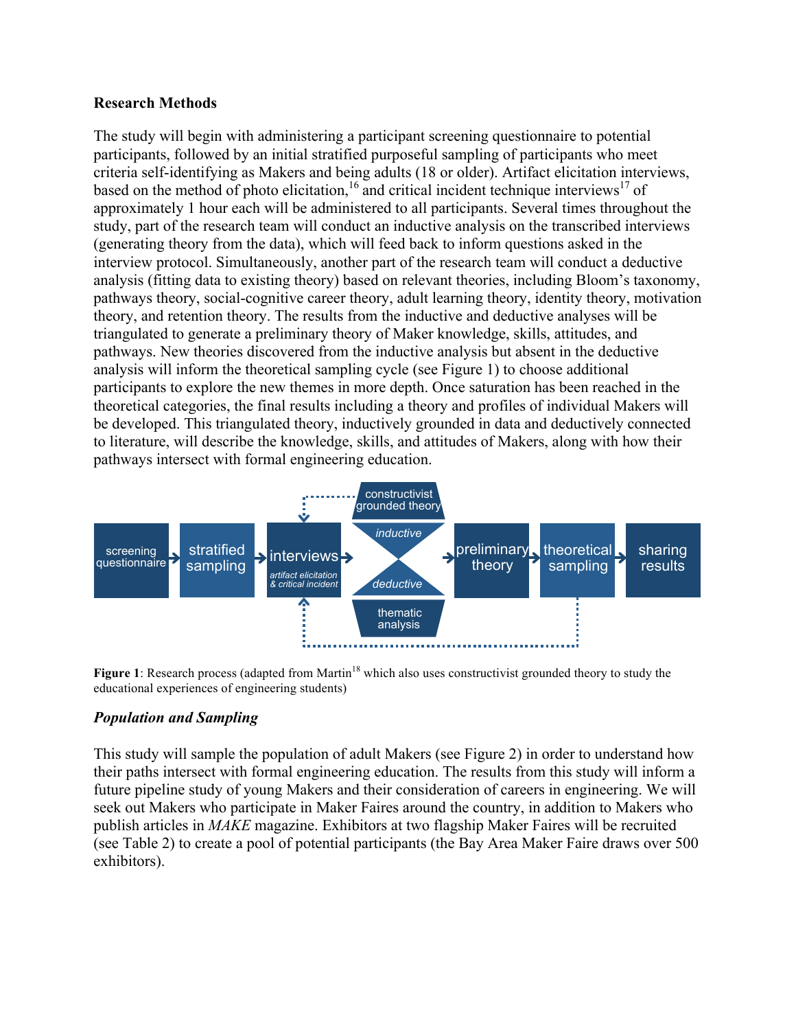**Research Methods**

The study will begin with administering a participant screening questionnaire to potential participants, followed by an initial stratified purposeful sampling of participants who meet criteria self-identifying as Makers and being adults (18 or older). Artifact elicitation interviews, based on the method of photo elicitation,[16] and critical incident technique interviews[17] of approximately 1 hour each will be administered to all participants. Several times throughout the study, part of the research team will conduct an inductive analysis on the transcribed interviews (generating theory from the data), which will feed back to inform questions asked in the interview protocol. Simultaneously, another part of the research team will conduct a deductive analysis (fitting data to existing theory) based on relevant theories, including Bloom's taxonomy, pathways theory, social-cognitive career theory, adult learning theory, identity theory, motivation theory, and retention theory. The results from the inductive and deductive analyses will be triangulated to generate a preliminary theory of Maker knowledge, skills, attitudes, and pathways. New theories discovered from the inductive analysis but absent in the deductive analysis will inform the theoretical sampling cycle (see Figure 1) to choose additional participants to explore the new themes in more depth. Once saturation has been reached in the theoretical categories, the final results including a theory and profiles of individual Makers will be developed. This triangulated theory, inductively grounded in data and deductively connected to literature, will describe the knowledge, skills, and attitudes of Makers, along with how their pathways intersect with formal engineering education.

screening questionnaire → stratified sampling → interviews (*artifact elicitation & critical incident*) → *inductive* (constructivist grounded theory) / *deductive* (thematic analysis) → preliminary theory → theoretical sampling → sharing results

**Figure 1**: Research process (adapted from Martin[18] which also uses constructivist grounded theory to study the educational experiences of engineering students)

### *Population and Sampling*

This study will sample the population of adult Makers (see Figure 2) in order to understand how their paths intersect with formal engineering education. The results from this study will inform a future pipeline study of young Makers and their consideration of careers in engineering. We will seek out Makers who participate in Maker Faires around the country, in addition to Makers who publish articles in *MAKE* magazine. Exhibitors at two flagship Maker Faires will be recruited (see Table 2) to create a pool of potential participants (the Bay Area Maker Faire draws over 500 exhibitors).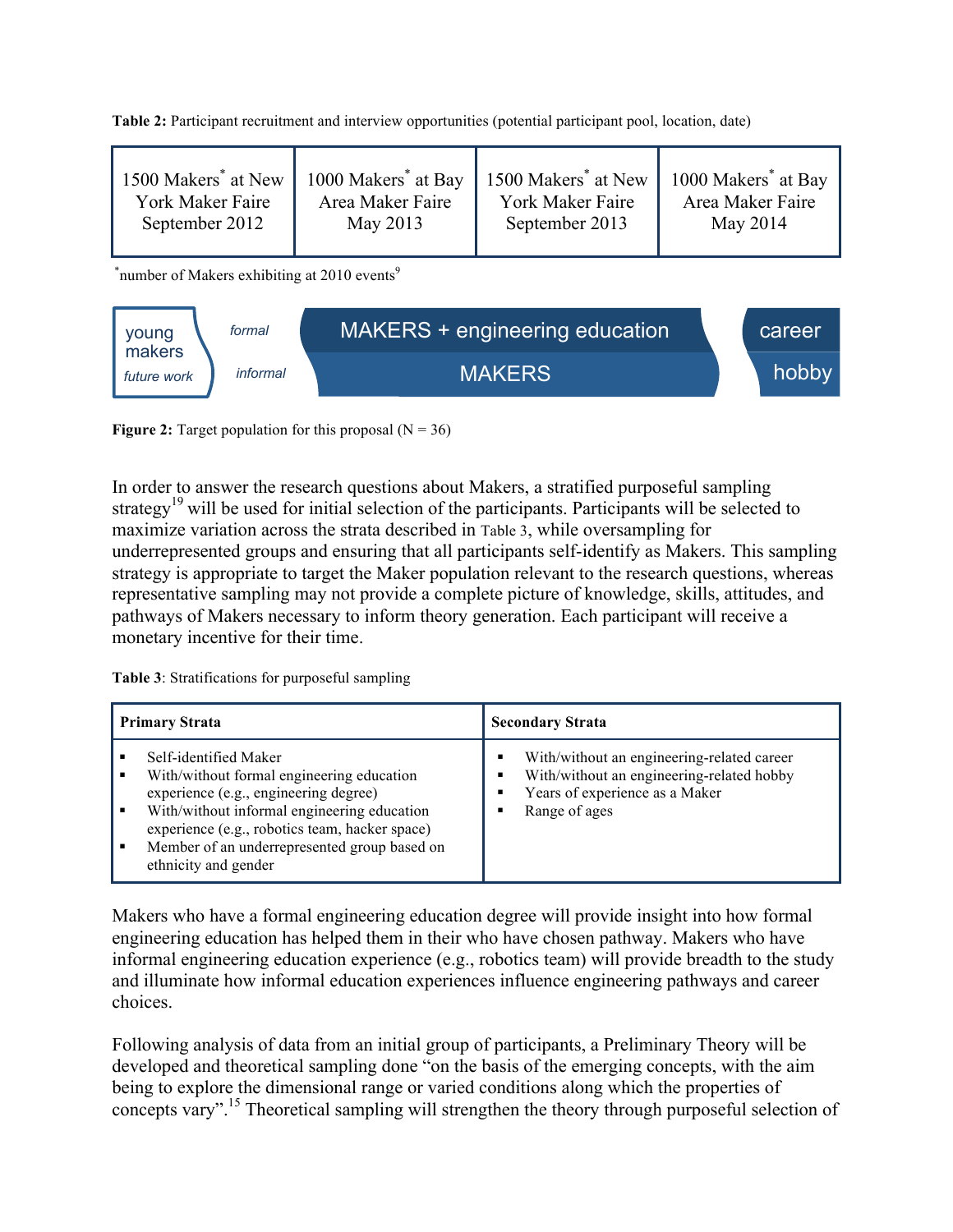**Table 2:** Participant recruitment and interview opportunities (potential participant pool, location, date)

| 1500 Makers* at New York Maker Faire September 2012 | 1000 Makers* at Bay Area Maker Faire May 2013 | 1500 Makers* at New York Maker Faire September 2013 | 1000 Makers* at Bay Area Maker Faire May 2014 |
|---|---|---|---|

*number of Makers exhibiting at 2010 events[9]

young makers

*future work*

*formal*

*informal*

MAKERS + engineering education

MAKERS

career

hobby

**Figure 2:** Target population for this proposal (N = 36)

In order to answer the research questions about Makers, a stratified purposeful sampling strategy[19] will be used for initial selection of the participants. Participants will be selected to maximize variation across the strata described in Table 3, while oversampling for underrepresented groups and ensuring that all participants self-identify as Makers. This sampling strategy is appropriate to target the Maker population relevant to the research questions, whereas representative sampling may not provide a complete picture of knowledge, skills, attitudes, and pathways of Makers necessary to inform theory generation. Each participant will receive a monetary incentive for their time.

**Table 3**: Stratifications for purposeful sampling

| **Primary Strata** | **Secondary Strata** |
|---|---|
| ▪ Self-identified Maker<br>▪ With/without formal engineering education experience (e.g., engineering degree)<br>▪ With/without informal engineering education experience (e.g., robotics team, hacker space)<br>▪ Member of an underrepresented group based on ethnicity and gender | ▪ With/without an engineering-related career<br>▪ With/without an engineering-related hobby<br>▪ Years of experience as a Maker<br>▪ Range of ages |

Makers who have a formal engineering education degree will provide insight into how formal engineering education has helped them in their who have chosen pathway. Makers who have informal engineering education experience (e.g., robotics team) will provide breadth to the study and illuminate how informal education experiences influence engineering pathways and career choices.

Following analysis of data from an initial group of participants, a Preliminary Theory will be developed and theoretical sampling done "on the basis of the emerging concepts, with the aim being to explore the dimensional range or varied conditions along which the properties of concepts vary".[15] Theoretical sampling will strengthen the theory through purposeful selection of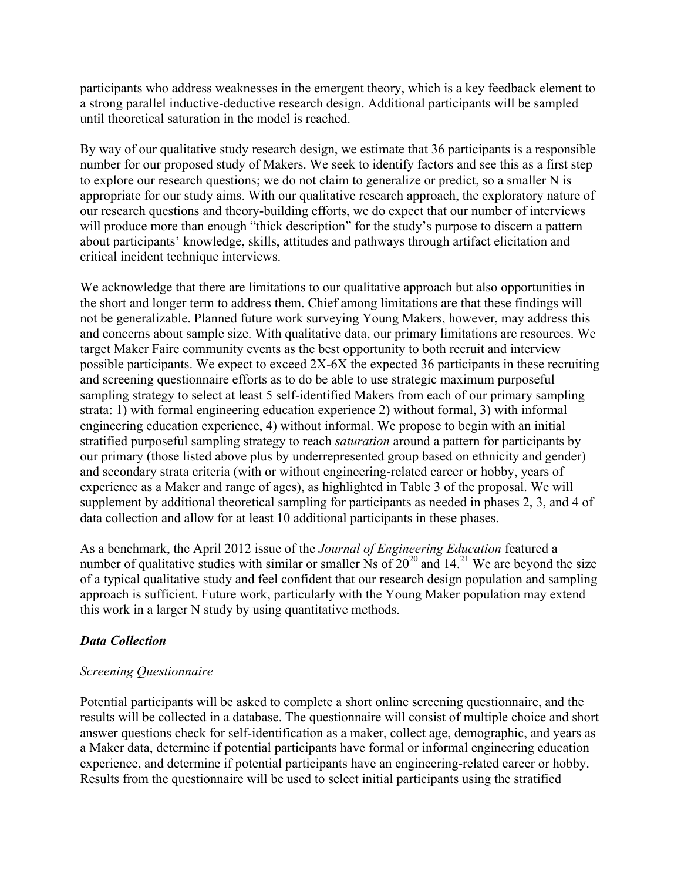participants who address weaknesses in the emergent theory, which is a key feedback element to a strong parallel inductive-deductive research design. Additional participants will be sampled until theoretical saturation in the model is reached.

By way of our qualitative study research design, we estimate that 36 participants is a responsible number for our proposed study of Makers. We seek to identify factors and see this as a first step to explore our research questions; we do not claim to generalize or predict, so a smaller N is appropriate for our study aims. With our qualitative research approach, the exploratory nature of our research questions and theory-building efforts, we do expect that our number of interviews will produce more than enough "thick description" for the study's purpose to discern a pattern about participants' knowledge, skills, attitudes and pathways through artifact elicitation and critical incident technique interviews.

We acknowledge that there are limitations to our qualitative approach but also opportunities in the short and longer term to address them. Chief among limitations are that these findings will not be generalizable. Planned future work surveying Young Makers, however, may address this and concerns about sample size. With qualitative data, our primary limitations are resources. We target Maker Faire community events as the best opportunity to both recruit and interview possible participants. We expect to exceed 2X-6X the expected 36 participants in these recruiting and screening questionnaire efforts as to do be able to use strategic maximum purposeful sampling strategy to select at least 5 self-identified Makers from each of our primary sampling strata: 1) with formal engineering education experience 2) without formal, 3) with informal engineering education experience, 4) without informal. We propose to begin with an initial stratified purposeful sampling strategy to reach *saturation* around a pattern for participants by our primary (those listed above plus by underrepresented group based on ethnicity and gender) and secondary strata criteria (with or without engineering-related career or hobby, years of experience as a Maker and range of ages), as highlighted in Table 3 of the proposal. We will supplement by additional theoretical sampling for participants as needed in phases 2, 3, and 4 of data collection and allow for at least 10 additional participants in these phases.

As a benchmark, the April 2012 issue of the *Journal of Engineering Education* featured a number of qualitative studies with similar or smaller Ns of 20[20] and 14.[21] We are beyond the size of a typical qualitative study and feel confident that our research design population and sampling approach is sufficient. Future work, particularly with the Young Maker population may extend this work in a larger N study by using quantitative methods.

### ***Data Collection***

#### *Screening Questionnaire*

Potential participants will be asked to complete a short online screening questionnaire, and the results will be collected in a database. The questionnaire will consist of multiple choice and short answer questions check for self-identification as a maker, collect age, demographic, and years as a Maker data, determine if potential participants have formal or informal engineering education experience, and determine if potential participants have an engineering-related career or hobby. Results from the questionnaire will be used to select initial participants using the stratified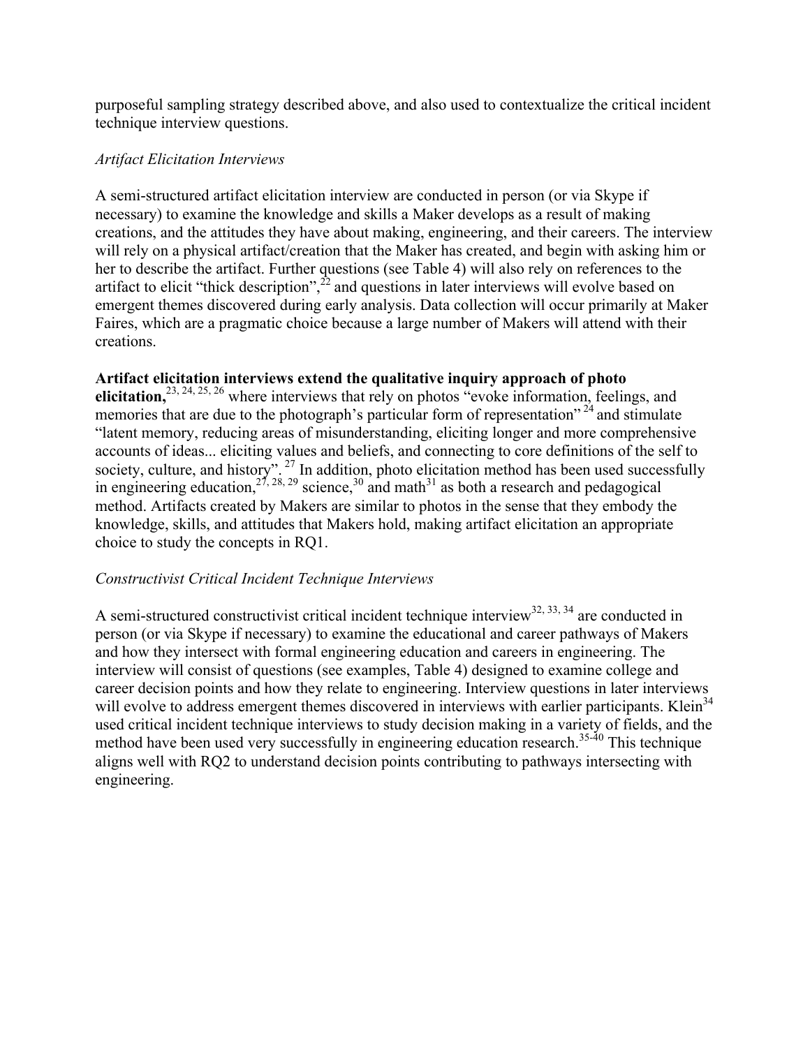purposeful sampling strategy described above, and also used to contextualize the critical incident technique interview questions.

*Artifact Elicitation Interviews*

A semi-structured artifact elicitation interview are conducted in person (or via Skype if necessary) to examine the knowledge and skills a Maker develops as a result of making creations, and the attitudes they have about making, engineering, and their careers. The interview will rely on a physical artifact/creation that the Maker has created, and begin with asking him or her to describe the artifact. Further questions (see Table 4) will also rely on references to the artifact to elicit "thick description",[22] and questions in later interviews will evolve based on emergent themes discovered during early analysis. Data collection will occur primarily at Maker Faires, which are a pragmatic choice because a large number of Makers will attend with their creations.

**Artifact elicitation interviews extend the qualitative inquiry approach of photo elicitation,**[23, 24, 25, 26] where interviews that rely on photos "evoke information, feelings, and memories that are due to the photograph's particular form of representation"[24] and stimulate "latent memory, reducing areas of misunderstanding, eliciting longer and more comprehensive accounts of ideas... eliciting values and beliefs, and connecting to core definitions of the self to society, culture, and history".[27] In addition, photo elicitation method has been used successfully in engineering education,[27, 28, 29] science,[30] and math[31] as both a research and pedagogical method. Artifacts created by Makers are similar to photos in the sense that they embody the knowledge, skills, and attitudes that Makers hold, making artifact elicitation an appropriate choice to study the concepts in RQ1.

*Constructivist Critical Incident Technique Interviews*

A semi-structured constructivist critical incident technique interview[32, 33, 34] are conducted in person (or via Skype if necessary) to examine the educational and career pathways of Makers and how they intersect with formal engineering education and careers in engineering. The interview will consist of questions (see examples, Table 4) designed to examine college and career decision points and how they relate to engineering. Interview questions in later interviews will evolve to address emergent themes discovered in interviews with earlier participants. Klein[34] used critical incident technique interviews to study decision making in a variety of fields, and the method have been used very successfully in engineering education research.[35-40] This technique aligns well with RQ2 to understand decision points contributing to pathways intersecting with engineering.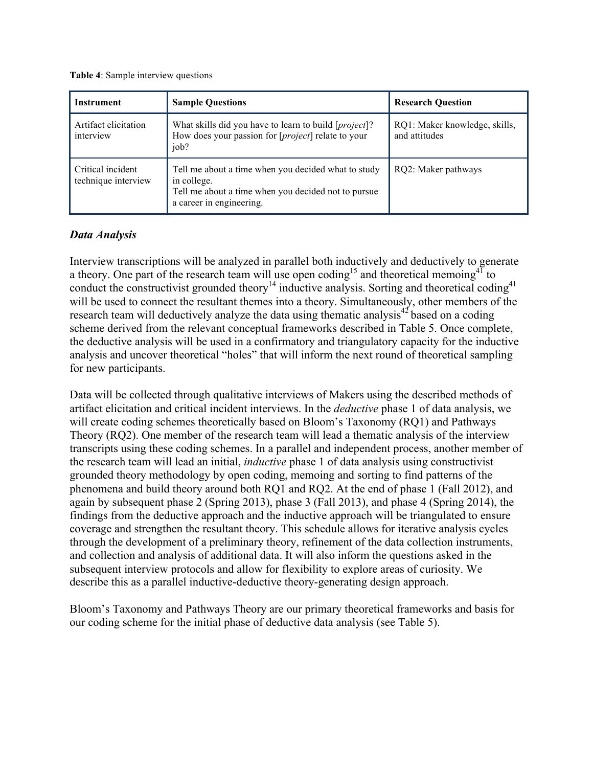**Table 4**: Sample interview questions

| Instrument | Sample Questions | Research Question |
| --- | --- | --- |
| Artifact elicitation interview | What skills did you have to learn to build [*project*]? How does your passion for [*project*] relate to your job? | RQ1: Maker knowledge, skills, and attitudes |
| Critical incident technique interview | Tell me about a time when you decided what to study in college. Tell me about a time when you decided not to pursue a career in engineering. | RQ2: Maker pathways |

### *Data Analysis*

Interview transcriptions will be analyzed in parallel both inductively and deductively to generate a theory. One part of the research team will use open coding[15] and theoretical memoing[41] to conduct the constructivist grounded theory[14] inductive analysis. Sorting and theoretical coding[41] will be used to connect the resultant themes into a theory. Simultaneously, other members of the research team will deductively analyze the data using thematic analysis[42] based on a coding scheme derived from the relevant conceptual frameworks described in Table 5. Once complete, the deductive analysis will be used in a confirmatory and triangulatory capacity for the inductive analysis and uncover theoretical "holes" that will inform the next round of theoretical sampling for new participants.

Data will be collected through qualitative interviews of Makers using the described methods of artifact elicitation and critical incident interviews. In the *deductive* phase 1 of data analysis, we will create coding schemes theoretically based on Bloom's Taxonomy (RQ1) and Pathways Theory (RQ2). One member of the research team will lead a thematic analysis of the interview transcripts using these coding schemes. In a parallel and independent process, another member of the research team will lead an initial, *inductive* phase 1 of data analysis using constructivist grounded theory methodology by open coding, memoing and sorting to find patterns of the phenomena and build theory around both RQ1 and RQ2. At the end of phase 1 (Fall 2012), and again by subsequent phase 2 (Spring 2013), phase 3 (Fall 2013), and phase 4 (Spring 2014), the findings from the deductive approach and the inductive approach will be triangulated to ensure coverage and strengthen the resultant theory. This schedule allows for iterative analysis cycles through the development of a preliminary theory, refinement of the data collection instruments, and collection and analysis of additional data. It will also inform the questions asked in the subsequent interview protocols and allow for flexibility to explore areas of curiosity. We describe this as a parallel inductive-deductive theory-generating design approach.

Bloom's Taxonomy and Pathways Theory are our primary theoretical frameworks and basis for our coding scheme for the initial phase of deductive data analysis (see Table 5).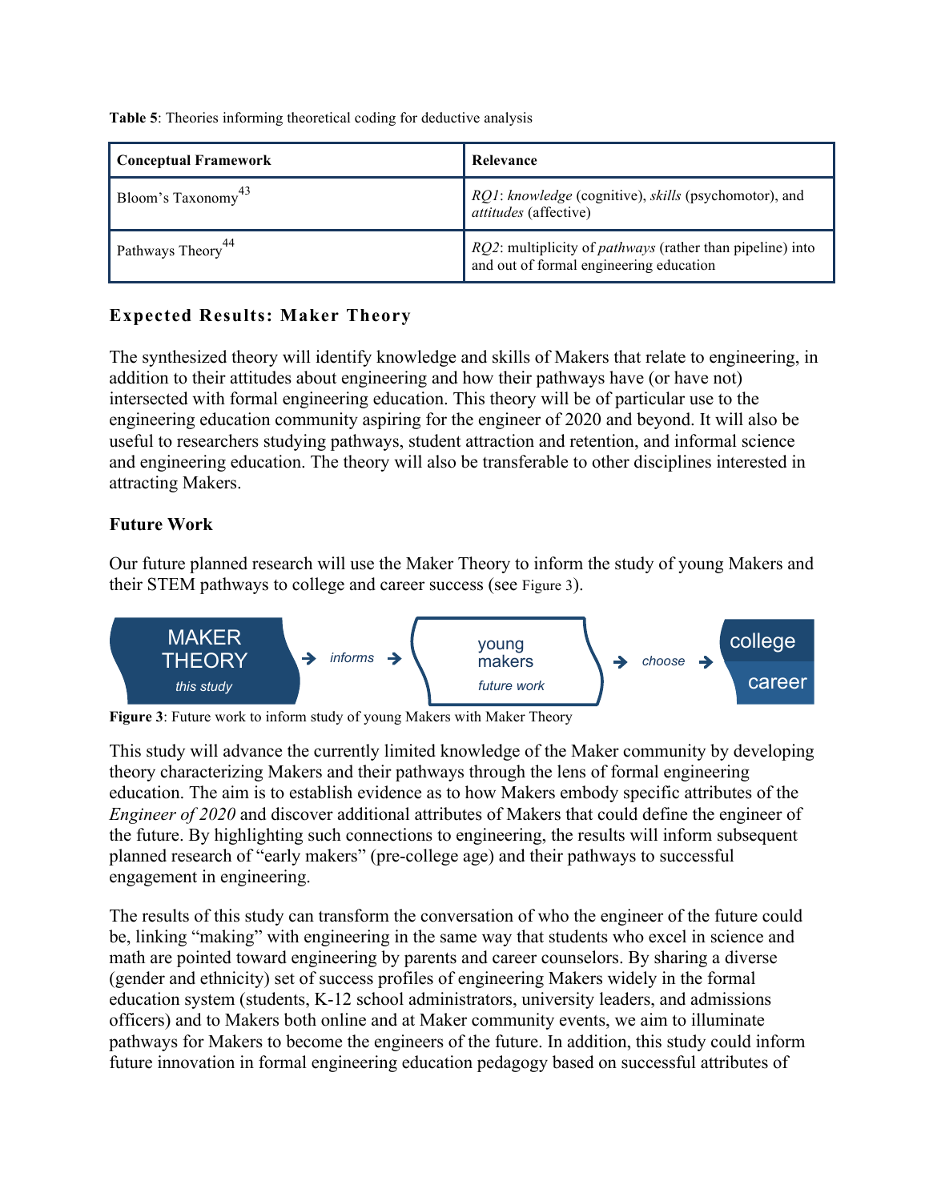**Table 5**: Theories informing theoretical coding for deductive analysis

| Conceptual Framework | Relevance |
|---|---|
| Bloom's Taxonomy[43] | *RQ1*: *knowledge* (cognitive), *skills* (psychomotor), and *attitudes* (affective) |
| Pathways Theory[44] | *RQ2*: multiplicity of *pathways* (rather than pipeline) into and out of formal engineering education |

## Expected Results: Maker Theory

The synthesized theory will identify knowledge and skills of Makers that relate to engineering, in addition to their attitudes about engineering and how their pathways have (or have not) intersected with formal engineering education. This theory will be of particular use to the engineering education community aspiring for the engineer of 2020 and beyond. It will also be useful to researchers studying pathways, student attraction and retention, and informal science and engineering education. The theory will also be transferable to other disciplines interested in attracting Makers.

### Future Work

Our future planned research will use the Maker Theory to inform the study of young Makers and their STEM pathways to college and career success (see Figure 3).

MAKER THEORY (this study) → informs → young makers (future work) → choose → college / career

**Figure 3**: Future work to inform study of young Makers with Maker Theory

This study will advance the currently limited knowledge of the Maker community by developing theory characterizing Makers and their pathways through the lens of formal engineering education. The aim is to establish evidence as to how Makers embody specific attributes of the *Engineer of 2020* and discover additional attributes of Makers that could define the engineer of the future. By highlighting such connections to engineering, the results will inform subsequent planned research of "early makers" (pre-college age) and their pathways to successful engagement in engineering.

The results of this study can transform the conversation of who the engineer of the future could be, linking "making" with engineering in the same way that students who excel in science and math are pointed toward engineering by parents and career counselors. By sharing a diverse (gender and ethnicity) set of success profiles of engineering Makers widely in the formal education system (students, K-12 school administrators, university leaders, and admissions officers) and to Makers both online and at Maker community events, we aim to illuminate pathways for Makers to become the engineers of the future. In addition, this study could inform future innovation in formal engineering education pedagogy based on successful attributes of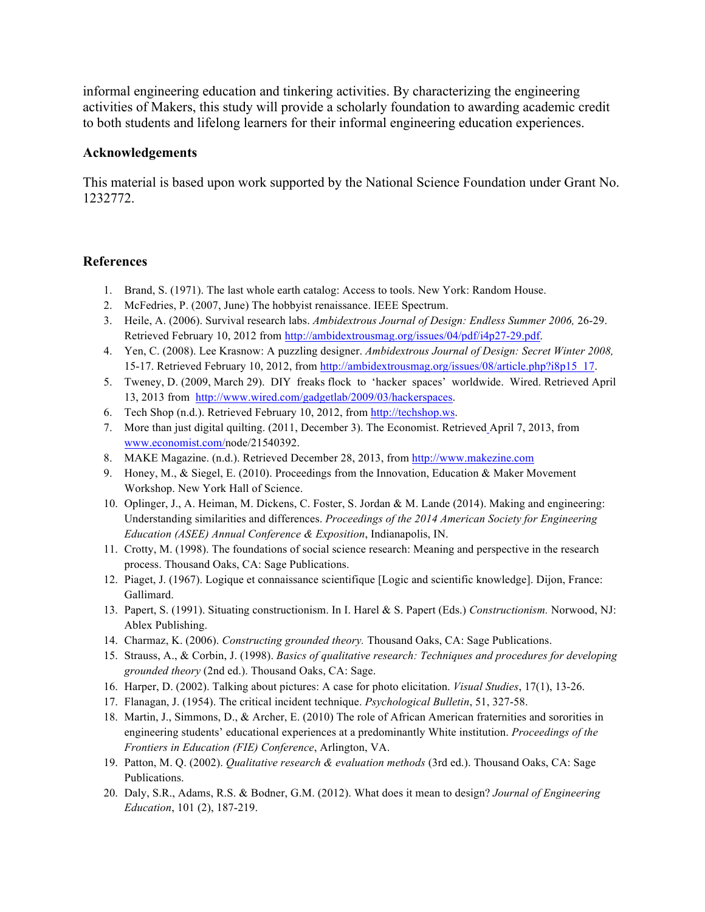informal engineering education and tinkering activities. By characterizing the engineering activities of Makers, this study will provide a scholarly foundation to awarding academic credit to both students and lifelong learners for their informal engineering education experiences.

## Acknowledgements

This material is based upon work supported by the National Science Foundation under Grant No. 1232772.

## References

1. Brand, S. (1971). The last whole earth catalog: Access to tools. New York: Random House.
2. McFedries, P. (2007, June) The hobbyist renaissance. IEEE Spectrum.
3. Heile, A. (2006). Survival research labs. *Ambidextrous Journal of Design: Endless Summer 2006,* 26-29. Retrieved February 10, 2012 from http://ambidextrousmag.org/issues/04/pdf/i4p27-29.pdf.
4. Yen, C. (2008). Lee Krasnow: A puzzling designer. *Ambidextrous Journal of Design: Secret Winter 2008,* 15-17. Retrieved February 10, 2012, from http://ambidextrousmag.org/issues/08/article.php?i8p15_17.
5. Tweney, D. (2009, March 29). DIY freaks flock to 'hacker spaces' worldwide. Wired. Retrieved April 13, 2013 from http://www.wired.com/gadgetlab/2009/03/hackerspaces.
6. Tech Shop (n.d.). Retrieved February 10, 2012, from http://techshop.ws.
7. More than just digital quilting. (2011, December 3). The Economist. Retrieved April 7, 2013, from www.economist.com/node/21540392.
8. MAKE Magazine. (n.d.). Retrieved December 28, 2013, from http://www.makezine.com
9. Honey, M., & Siegel, E. (2010). Proceedings from the Innovation, Education & Maker Movement Workshop. New York Hall of Science.
10. Oplinger, J., A. Heiman, M. Dickens, C. Foster, S. Jordan & M. Lande (2014). Making and engineering: Understanding similarities and differences. *Proceedings of the 2014 American Society for Engineering Education (ASEE) Annual Conference & Exposition*, Indianapolis, IN.
11. Crotty, M. (1998). The foundations of social science research: Meaning and perspective in the research process. Thousand Oaks, CA: Sage Publications.
12. Piaget, J. (1967). Logique et connaissance scientifique [Logic and scientific knowledge]. Dijon, France: Gallimard.
13. Papert, S. (1991). Situating constructionism. In I. Harel & S. Papert (Eds.) *Constructionism.* Norwood, NJ: Ablex Publishing.
14. Charmaz, K. (2006). *Constructing grounded theory.* Thousand Oaks, CA: Sage Publications.
15. Strauss, A., & Corbin, J. (1998). *Basics of qualitative research: Techniques and procedures for developing grounded theory* (2nd ed.). Thousand Oaks, CA: Sage.
16. Harper, D. (2002). Talking about pictures: A case for photo elicitation. *Visual Studies*, 17(1), 13-26.
17. Flanagan, J. (1954). The critical incident technique. *Psychological Bulletin*, 51, 327-58.
18. Martin, J., Simmons, D., & Archer, E. (2010) The role of African American fraternities and sororities in engineering students' educational experiences at a predominantly White institution. *Proceedings of the Frontiers in Education (FIE) Conference*, Arlington, VA.
19. Patton, M. Q. (2002). *Qualitative research & evaluation methods* (3rd ed.). Thousand Oaks, CA: Sage Publications.
20. Daly, S.R., Adams, R.S. & Bodner, G.M. (2012). What does it mean to design? *Journal of Engineering Education*, 101 (2), 187-219.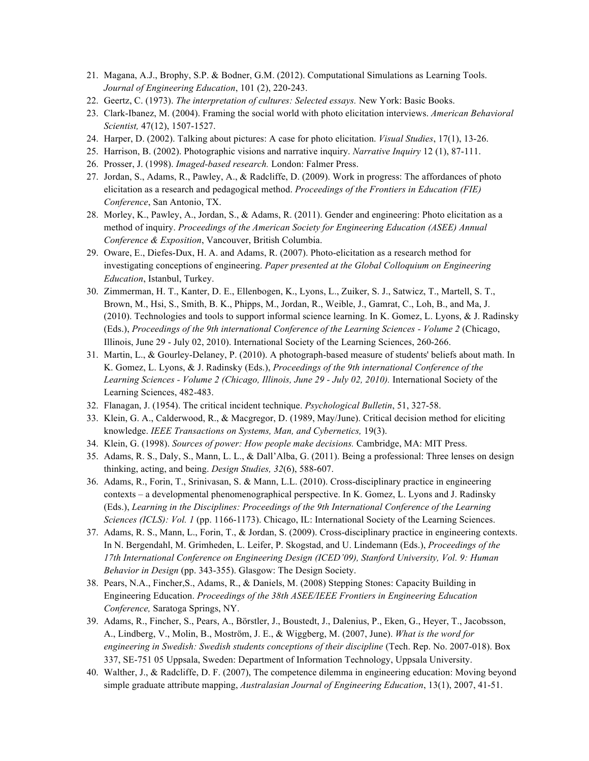21. Magana, A.J., Brophy, S.P. & Bodner, G.M. (2012). Computational Simulations as Learning Tools. *Journal of Engineering Education*, 101 (2), 220-243.
22. Geertz, C. (1973). *The interpretation of cultures: Selected essays.* New York: Basic Books.
23. Clark-Ibanez, M. (2004). Framing the social world with photo elicitation interviews. *American Behavioral Scientist,* 47(12), 1507-1527.
24. Harper, D. (2002). Talking about pictures: A case for photo elicitation. *Visual Studies*, 17(1), 13-26.
25. Harrison, B. (2002). Photographic visions and narrative inquiry. *Narrative Inquiry* 12 (1), 87-111.
26. Prosser, J. (1998). *Imaged-based research.* London: Falmer Press.
27. Jordan, S., Adams, R., Pawley, A., & Radcliffe, D. (2009). Work in progress: The affordances of photo elicitation as a research and pedagogical method. *Proceedings of the Frontiers in Education (FIE) Conference*, San Antonio, TX.
28. Morley, K., Pawley, A., Jordan, S., & Adams, R. (2011). Gender and engineering: Photo elicitation as a method of inquiry. *Proceedings of the American Society for Engineering Education (ASEE) Annual Conference & Exposition*, Vancouver, British Columbia.
29. Oware, E., Diefes-Dux, H. A. and Adams, R. (2007). Photo-elicitation as a research method for investigating conceptions of engineering. *Paper presented at the Global Colloquium on Engineering Education*, Istanbul, Turkey.
30. Zimmerman, H. T., Kanter, D. E., Ellenbogen, K., Lyons, L., Zuiker, S. J., Satwicz, T., Martell, S. T., Brown, M., Hsi, S., Smith, B. K., Phipps, M., Jordan, R., Weible, J., Gamrat, C., Loh, B., and Ma, J. (2010). Technologies and tools to support informal science learning. In K. Gomez, L. Lyons, & J. Radinsky (Eds.), *Proceedings of the 9th international Conference of the Learning Sciences - Volume 2* (Chicago, Illinois, June 29 - July 02, 2010). International Society of the Learning Sciences, 260-266.
31. Martin, L., & Gourley-Delaney, P. (2010). A photograph-based measure of students' beliefs about math. In K. Gomez, L. Lyons, & J. Radinsky (Eds.), *Proceedings of the 9th international Conference of the Learning Sciences - Volume 2 (Chicago, Illinois, June 29 - July 02, 2010).* International Society of the Learning Sciences, 482-483.
32. Flanagan, J. (1954). The critical incident technique. *Psychological Bulletin*, 51, 327-58.
33. Klein, G. A., Calderwood, R., & Macgregor, D. (1989, May/June). Critical decision method for eliciting knowledge. *IEEE Transactions on Systems, Man, and Cybernetics,* 19(3).
34. Klein, G. (1998). *Sources of power: How people make decisions.* Cambridge, MA: MIT Press.
35. Adams, R. S., Daly, S., Mann, L. L., & Dall'Alba, G. (2011). Being a professional: Three lenses on design thinking, acting, and being. *Design Studies, 32*(6), 588-607.
36. Adams, R., Forin, T., Srinivasan, S. & Mann, L.L. (2010). Cross-disciplinary practice in engineering contexts – a developmental phenomenographical perspective. In K. Gomez, L. Lyons and J. Radinsky (Eds.), *Learning in the Disciplines: Proceedings of the 9th International Conference of the Learning Sciences (ICLS): Vol. 1* (pp. 1166-1173). Chicago, IL: International Society of the Learning Sciences.
37. Adams, R. S., Mann, L., Forin, T., & Jordan, S. (2009). Cross-disciplinary practice in engineering contexts. In N. Bergendahl, M. Grimheden, L. Leifer, P. Skogstad, and U. Lindemann (Eds.), *Proceedings of the 17th International Conference on Engineering Design (ICED'09), Stanford University, Vol. 9: Human Behavior in Design* (pp. 343-355). Glasgow: The Design Society.
38. Pears, N.A., Fincher,S., Adams, R., & Daniels, M. (2008) Stepping Stones: Capacity Building in Engineering Education. *Proceedings of the 38th ASEE/IEEE Frontiers in Engineering Education Conference,* Saratoga Springs, NY.
39. Adams, R., Fincher, S., Pears, A., Börstler, J., Boustedt, J., Dalenius, P., Eken, G., Heyer, T., Jacobsson, A., Lindberg, V., Molin, B., Moström, J. E., & Wiggberg, M. (2007, June). *What is the word for engineering in Swedish: Swedish students conceptions of their discipline* (Tech. Rep. No. 2007-018). Box 337, SE-751 05 Uppsala, Sweden: Department of Information Technology, Uppsala University.
40. Walther, J., & Radcliffe, D. F. (2007), The competence dilemma in engineering education: Moving beyond simple graduate attribute mapping, *Australasian Journal of Engineering Education*, 13(1), 2007, 41-51.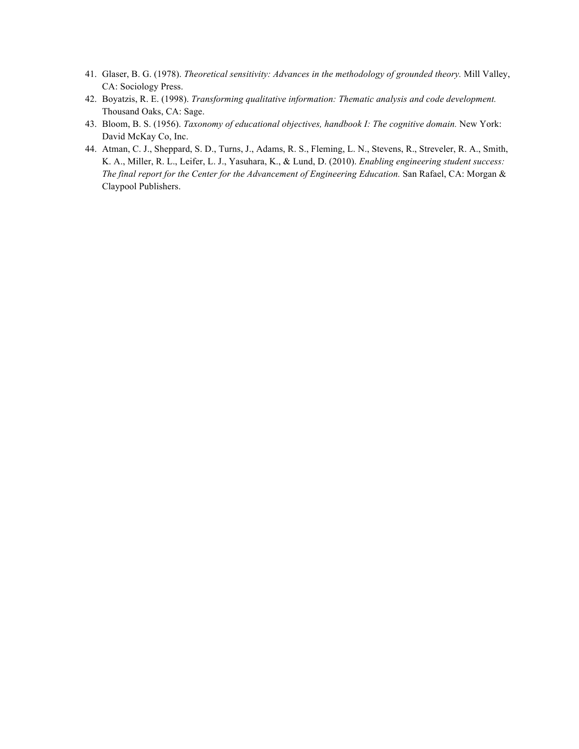41. Glaser, B. G. (1978). *Theoretical sensitivity: Advances in the methodology of grounded theory.* Mill Valley, CA: Sociology Press.
42. Boyatzis, R. E. (1998). *Transforming qualitative information: Thematic analysis and code development.* Thousand Oaks, CA: Sage.
43. Bloom, B. S. (1956). *Taxonomy of educational objectives, handbook I: The cognitive domain.* New York: David McKay Co, Inc.
44. Atman, C. J., Sheppard, S. D., Turns, J., Adams, R. S., Fleming, L. N., Stevens, R., Streveler, R. A., Smith, K. A., Miller, R. L., Leifer, L. J., Yasuhara, K., & Lund, D. (2010). *Enabling engineering student success: The final report for the Center for the Advancement of Engineering Education.* San Rafael, CA: Morgan & Claypool Publishers.